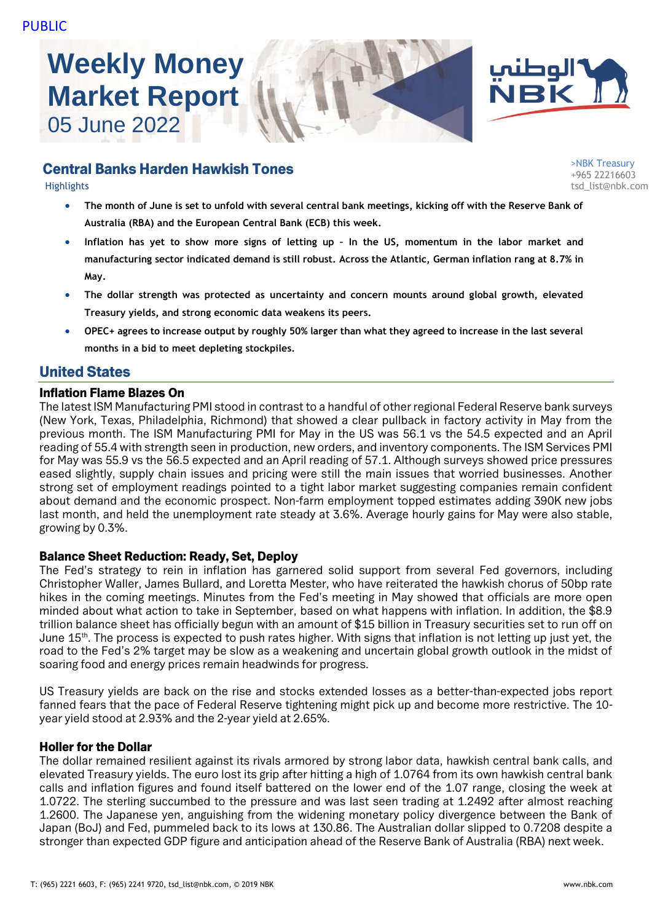PUBLIC

# Weekly Money Market Report
05 June 2022

الوطني NBK

## Central Banks Harden Hawkish Tones

>NBK Treasury
+965 22216603
tsd_list@nbk.com

Highlights

- **The month of June is set to unfold with several central bank meetings, kicking off with the Reserve Bank of Australia (RBA) and the European Central Bank (ECB) this week.**
- **Inflation has yet to show more signs of letting up – In the US, momentum in the labor market and manufacturing sector indicated demand is still robust. Across the Atlantic, German inflation rang at 8.7% in May.**
- **The dollar strength was protected as uncertainty and concern mounts around global growth, elevated Treasury yields, and strong economic data weakens its peers.**
- **OPEC+ agrees to increase output by roughly 50% larger than what they agreed to increase in the last several months in a bid to meet depleting stockpiles.**

## United States

### Inflation Flame Blazes On

The latest ISM Manufacturing PMI stood in contrast to a handful of other regional Federal Reserve bank surveys (New York, Texas, Philadelphia, Richmond) that showed a clear pullback in factory activity in May from the previous month. The ISM Manufacturing PMI for May in the US was 56.1 vs the 54.5 expected and an April reading of 55.4 with strength seen in production, new orders, and inventory components. The ISM Services PMI for May was 55.9 vs the 56.5 expected and an April reading of 57.1. Although surveys showed price pressures eased slightly, supply chain issues and pricing were still the main issues that worried businesses. Another strong set of employment readings pointed to a tight labor market suggesting companies remain confident about demand and the economic prospect. Non-farm employment topped estimates adding 390K new jobs last month, and held the unemployment rate steady at 3.6%. Average hourly gains for May were also stable, growing by 0.3%.

### Balance Sheet Reduction: Ready, Set, Deploy

The Fed's strategy to rein in inflation has garnered solid support from several Fed governors, including Christopher Waller, James Bullard, and Loretta Mester, who have reiterated the hawkish chorus of 50bp rate hikes in the coming meetings. Minutes from the Fed's meeting in May showed that officials are more open minded about what action to take in September, based on what happens with inflation. In addition, the $8.9 trillion balance sheet has officially begun with an amount of $15 billion in Treasury securities set to run off on June 15th. The process is expected to push rates higher. With signs that inflation is not letting up just yet, the road to the Fed's 2% target may be slow as a weakening and uncertain global growth outlook in the midst of soaring food and energy prices remain headwinds for progress.

US Treasury yields are back on the rise and stocks extended losses as a better-than-expected jobs report fanned fears that the pace of Federal Reserve tightening might pick up and become more restrictive. The 10-year yield stood at 2.93% and the 2-year yield at 2.65%.

### Holler for the Dollar

The dollar remained resilient against its rivals armored by strong labor data, hawkish central bank calls, and elevated Treasury yields. The euro lost its grip after hitting a high of 1.0764 from its own hawkish central bank calls and inflation figures and found itself battered on the lower end of the 1.07 range, closing the week at 1.0722. The sterling succumbed to the pressure and was last seen trading at 1.2492 after almost reaching 1.2600. The Japanese yen, anguishing from the widening monetary policy divergence between the Bank of Japan (BoJ) and Fed, pummeled back to its lows at 130.86. The Australian dollar slipped to 0.7208 despite a stronger than expected GDP figure and anticipation ahead of the Reserve Bank of Australia (RBA) next week.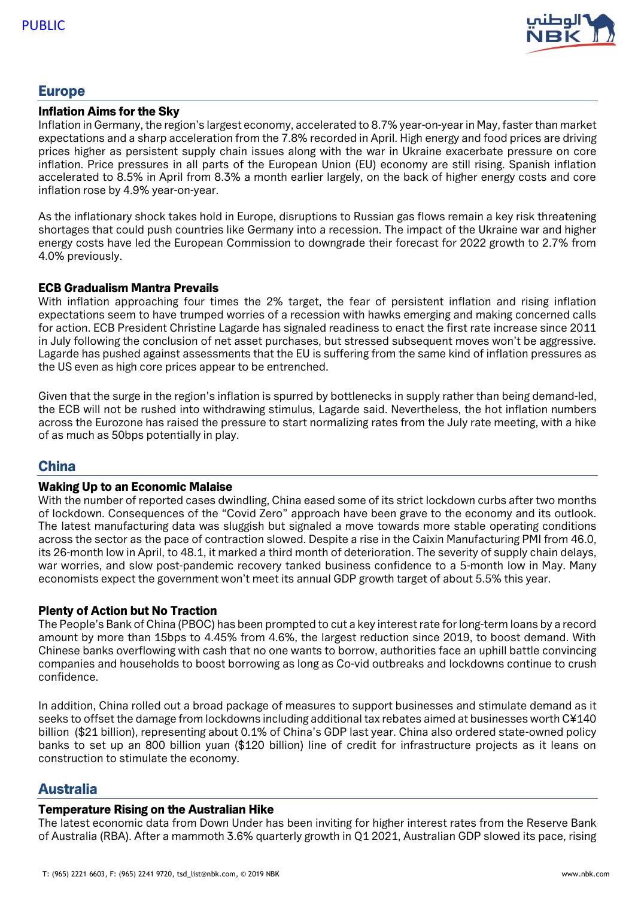## Europe

### Inflation Aims for the Sky

Inflation in Germany, the region's largest economy, accelerated to 8.7% year-on-year in May, faster than market expectations and a sharp acceleration from the 7.8% recorded in April. High energy and food prices are driving prices higher as persistent supply chain issues along with the war in Ukraine exacerbate pressure on core inflation. Price pressures in all parts of the European Union (EU) economy are still rising. Spanish inflation accelerated to 8.5% in April from 8.3% a month earlier largely, on the back of higher energy costs and core inflation rose by 4.9% year-on-year.

As the inflationary shock takes hold in Europe, disruptions to Russian gas flows remain a key risk threatening shortages that could push countries like Germany into a recession. The impact of the Ukraine war and higher energy costs have led the European Commission to downgrade their forecast for 2022 growth to 2.7% from 4.0% previously.

### ECB Gradualism Mantra Prevails

With inflation approaching four times the 2% target, the fear of persistent inflation and rising inflation expectations seem to have trumped worries of a recession with hawks emerging and making concerned calls for action. ECB President Christine Lagarde has signaled readiness to enact the first rate increase since 2011 in July following the conclusion of net asset purchases, but stressed subsequent moves won't be aggressive. Lagarde has pushed against assessments that the EU is suffering from the same kind of inflation pressures as the US even as high core prices appear to be entrenched.

Given that the surge in the region's inflation is spurred by bottlenecks in supply rather than being demand-led, the ECB will not be rushed into withdrawing stimulus, Lagarde said. Nevertheless, the hot inflation numbers across the Eurozone has raised the pressure to start normalizing rates from the July rate meeting, with a hike of as much as 50bps potentially in play.

## China

### Waking Up to an Economic Malaise

With the number of reported cases dwindling, China eased some of its strict lockdown curbs after two months of lockdown. Consequences of the "Covid Zero" approach have been grave to the economy and its outlook. The latest manufacturing data was sluggish but signaled a move towards more stable operating conditions across the sector as the pace of contraction slowed. Despite a rise in the Caixin Manufacturing PMI from 46.0, its 26-month low in April, to 48.1, it marked a third month of deterioration. The severity of supply chain delays, war worries, and slow post-pandemic recovery tanked business confidence to a 5-month low in May. Many economists expect the government won't meet its annual GDP growth target of about 5.5% this year.

### Plenty of Action but No Traction

The People's Bank of China (PBOC) has been prompted to cut a key interest rate for long-term loans by a record amount by more than 15bps to 4.45% from 4.6%, the largest reduction since 2019, to boost demand. With Chinese banks overflowing with cash that no one wants to borrow, authorities face an uphill battle convincing companies and households to boost borrowing as long as Co-vid outbreaks and lockdowns continue to crush confidence.

In addition, China rolled out a broad package of measures to support businesses and stimulate demand as it seeks to offset the damage from lockdowns including additional tax rebates aimed at businesses worth C¥140 billion ($21 billion), representing about 0.1% of China's GDP last year. China also ordered state-owned policy banks to set up an 800 billion yuan ($120 billion) line of credit for infrastructure projects as it leans on construction to stimulate the economy.

## Australia

### Temperature Rising on the Australian Hike

The latest economic data from Down Under has been inviting for higher interest rates from the Reserve Bank of Australia (RBA). After a mammoth 3.6% quarterly growth in Q1 2021, Australian GDP slowed its pace, rising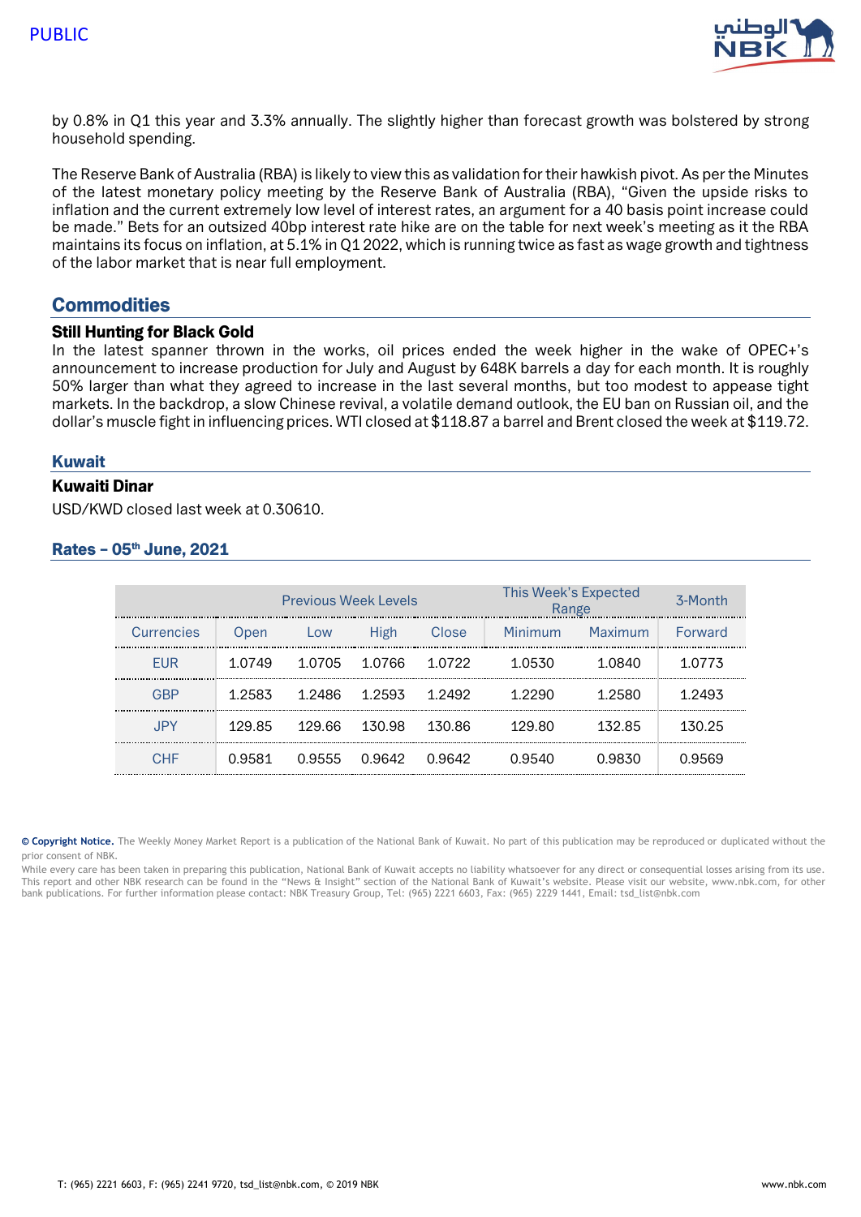by 0.8% in Q1 this year and 3.3% annually. The slightly higher than forecast growth was bolstered by strong household spending.

The Reserve Bank of Australia (RBA) is likely to view this as validation for their hawkish pivot. As per the Minutes of the latest monetary policy meeting by the Reserve Bank of Australia (RBA), "Given the upside risks to inflation and the current extremely low level of interest rates, an argument for a 40 basis point increase could be made." Bets for an outsized 40bp interest rate hike are on the table for next week's meeting as it the RBA maintains its focus on inflation, at 5.1% in Q1 2022, which is running twice as fast as wage growth and tightness of the labor market that is near full employment.

## Commodities

### Still Hunting for Black Gold

In the latest spanner thrown in the works, oil prices ended the week higher in the wake of OPEC+'s announcement to increase production for July and August by 648K barrels a day for each month. It is roughly 50% larger than what they agreed to increase in the last several months, but too modest to appease tight markets. In the backdrop, a slow Chinese revival, a volatile demand outlook, the EU ban on Russian oil, and the dollar's muscle fight in influencing prices. WTI closed at $118.87 a barrel and Brent closed the week at $119.72.

## Kuwait

### Kuwaiti Dinar

USD/KWD closed last week at 0.30610.

## Rates – 05th June, 2021

| | Previous Week Levels | | | | This Week's Expected Range | | 3-Month |
|---|---|---|---|---|---|---|---|
| Currencies | Open | Low | High | Close | Minimum | Maximum | Forward |
| EUR | 1.0749 | 1.0705 | 1.0766 | 1.0722 | 1.0530 | 1.0840 | 1.0773 |
| GBP | 1.2583 | 1.2486 | 1.2593 | 1.2492 | 1.2290 | 1.2580 | 1.2493 |
| JPY | 129.85 | 129.66 | 130.98 | 130.86 | 129.80 | 132.85 | 130.25 |
| CHF | 0.9581 | 0.9555 | 0.9642 | 0.9642 | 0.9540 | 0.9830 | 0.9569 |

**© Copyright Notice.** The Weekly Money Market Report is a publication of the National Bank of Kuwait. No part of this publication may be reproduced or duplicated without the prior consent of NBK.

While every care has been taken in preparing this publication, National Bank of Kuwait accepts no liability whatsoever for any direct or consequential losses arising from its use. This report and other NBK research can be found in the "News & Insight" section of the National Bank of Kuwait's website. Please visit our website, www.nbk.com, for other bank publications. For further information please contact: NBK Treasury Group, Tel: (965) 2221 6603, Fax: (965) 2229 1441, Email: tsd_list@nbk.com